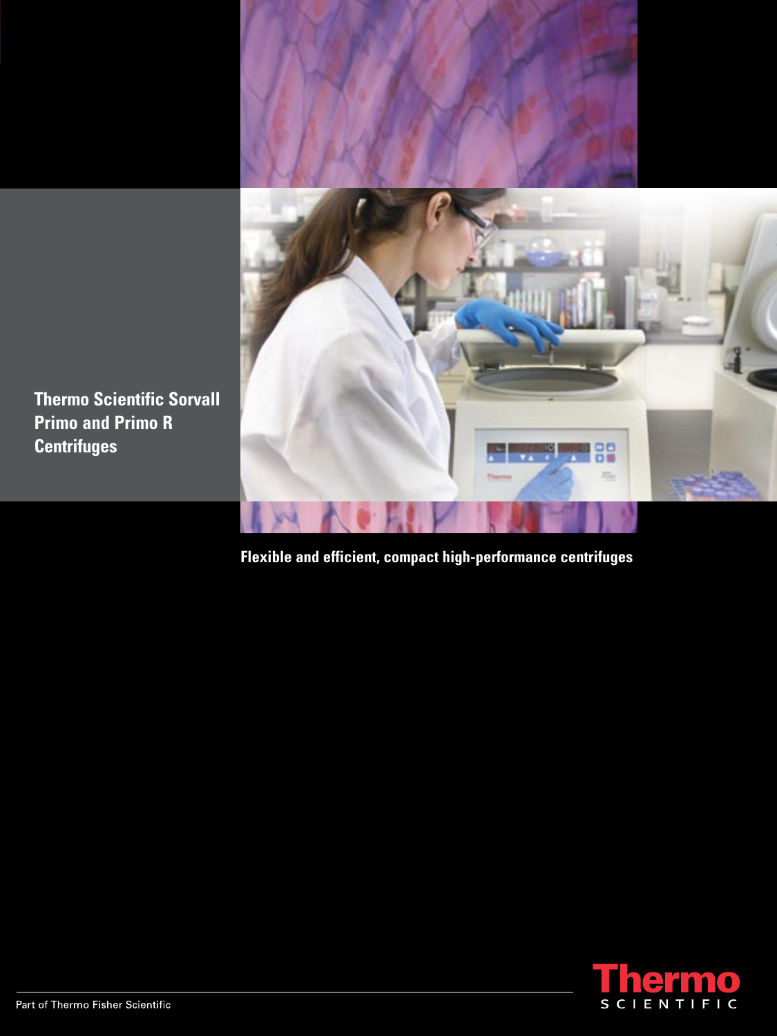# Thermo Scientific Sorvall Primo and Primo R Centrifuges

**Flexible and efficient, compact high-performance centrifuges**

Part of Thermo Fisher Scientific

Thermo SCIENTIFIC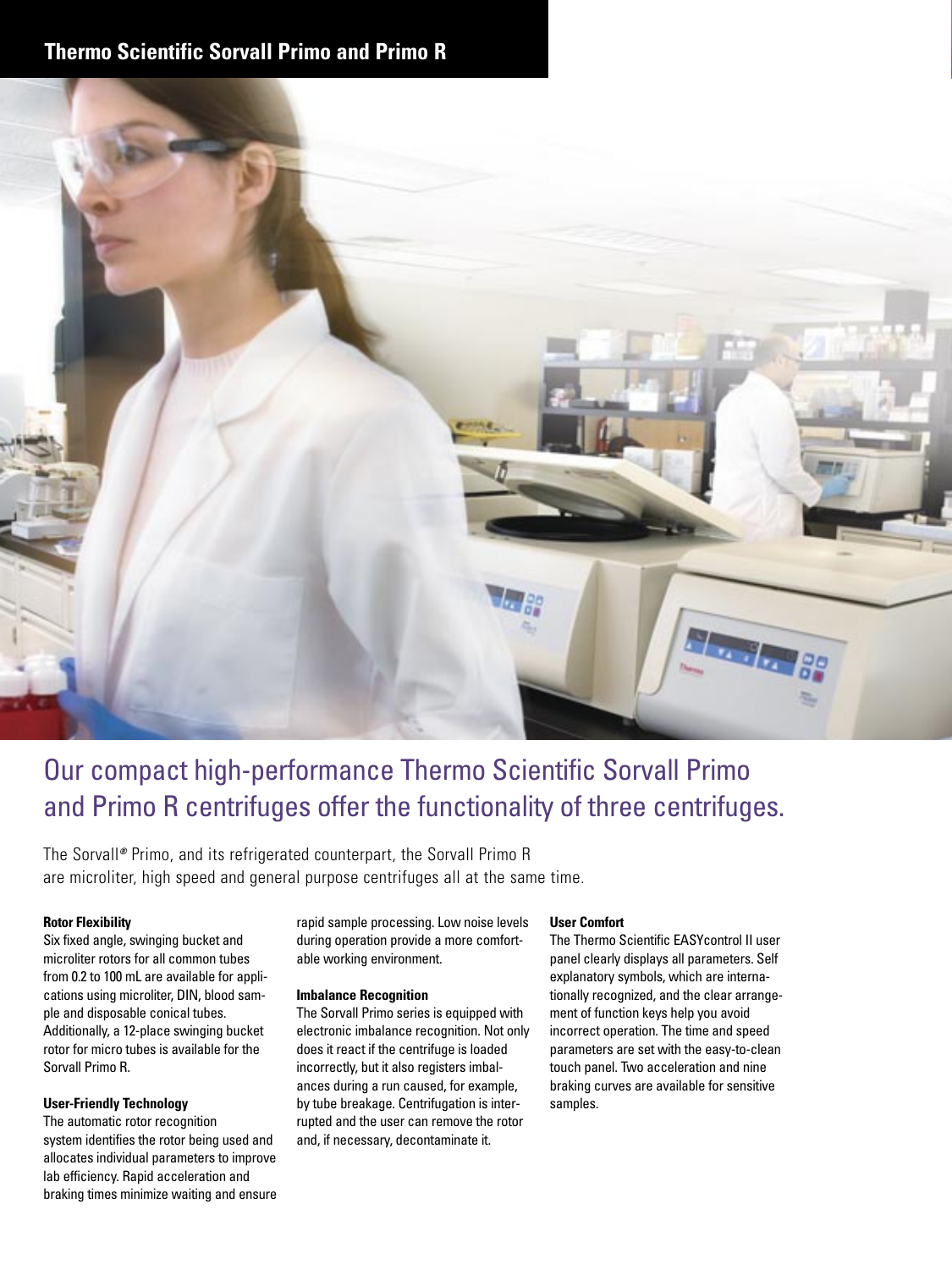## Thermo Scientific Sorvall Primo and Primo R

# Our compact high-performance Thermo Scientific Sorvall Primo and Primo R centrifuges offer the functionality of three centrifuges.

The Sorvall® Primo, and its refrigerated counterpart, the Sorvall Primo R are microliter, high speed and general purpose centrifuges all at the same time.

**Rotor Flexibility**
Six fixed angle, swinging bucket and microliter rotors for all common tubes from 0.2 to 100 mL are available for applications using microliter, DIN, blood sample and disposable conical tubes. Additionally, a 12-place swinging bucket rotor for micro tubes is available for the Sorvall Primo R.

**User-Friendly Technology**
The automatic rotor recognition system identifies the rotor being used and allocates individual parameters to improve lab efficiency. Rapid acceleration and braking times minimize waiting and ensure rapid sample processing. Low noise levels during operation provide a more comfortable working environment.

**Imbalance Recognition**
The Sorvall Primo series is equipped with electronic imbalance recognition. Not only does it react if the centrifuge is loaded incorrectly, but it also registers imbalances during a run caused, for example, by tube breakage. Centrifugation is interrupted and the user can remove the rotor and, if necessary, decontaminate it.

**User Comfort**
The Thermo Scientific EASYcontrol II user panel clearly displays all parameters. Self explanatory symbols, which are internationally recognized, and the clear arrangement of function keys help you avoid incorrect operation. The time and speed parameters are set with the easy-to-clean touch panel. Two acceleration and nine braking curves are available for sensitive samples.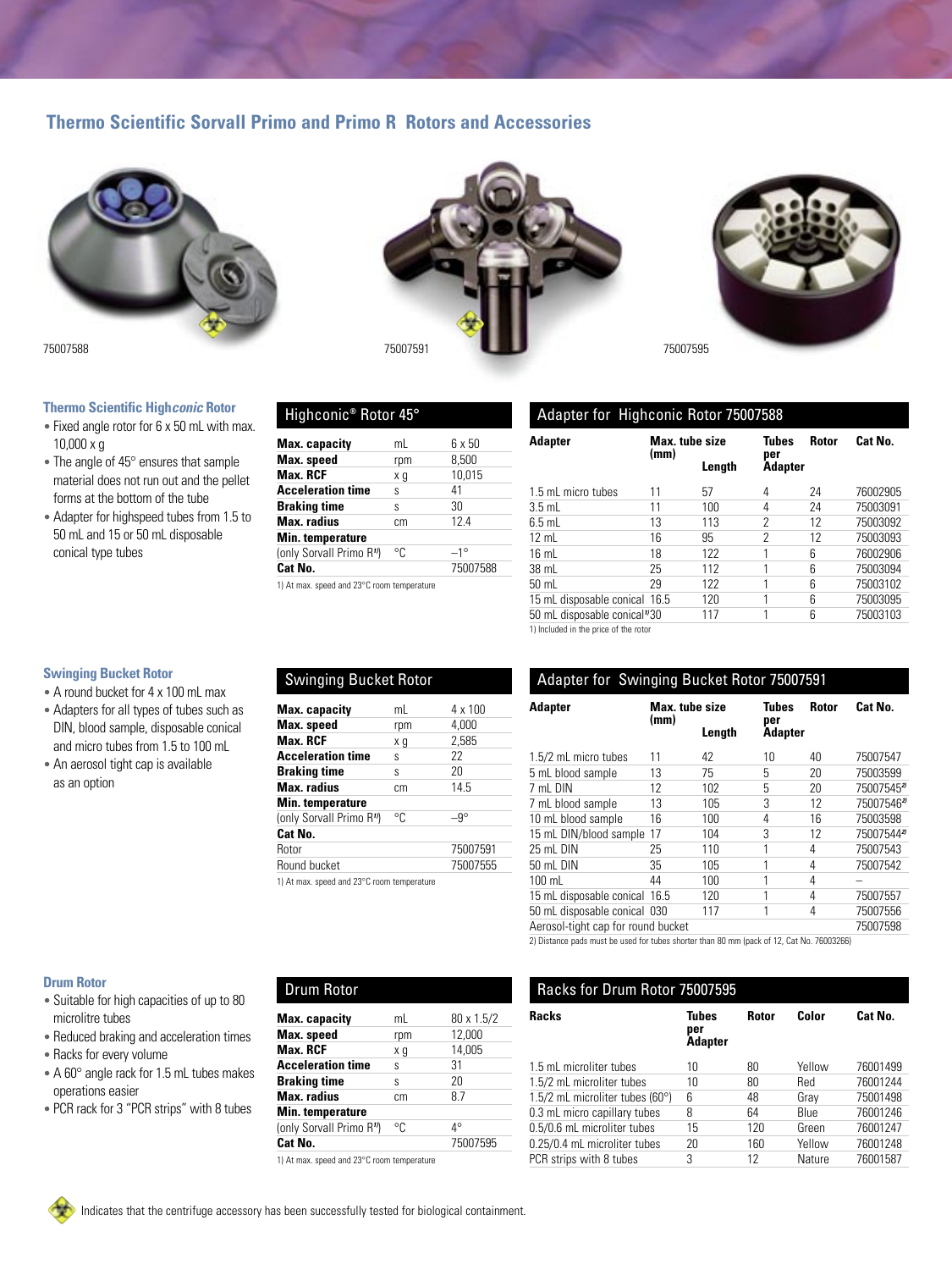## Thermo Scientific Sorvall Primo and Primo R Rotors and Accessories

75007588

75007591

75007595

### Thermo Scientific High*conic* Rotor

- Fixed angle rotor for 6 x 50 mL with max. 10,000 x g
- The angle of 45° ensures that sample material does not run out and the pellet forms at the bottom of the tube
- Adapter for highspeed tubes from 1.5 to 50 mL and 15 or 50 mL disposable conical type tubes

#### Highconic® Rotor 45°

| | | |
|---|---|---|
| **Max. capacity** | mL | 6 x 50 |
| **Max. speed** | rpm | 8,500 |
| **Max. RCF** | x g | 10,015 |
| **Acceleration time** | s | 41 |
| **Braking time** | s | 30 |
| **Max. radius** | cm | 12.4 |
| **Min. temperature** | | |
| (only Sorvall Primo R[1]) | °C | –1° |
| **Cat No.** | | 75007588 |

1) At max. speed and 23°C room temperature

#### Adapter for Highconic Rotor 75007588

| Adapter | Max. tube size (mm) | Length | Tubes per Adapter | Rotor | Cat No. |
|---|---|---|---|---|---|
| 1.5 mL micro tubes | 11 | 57 | 4 | 24 | 76002905 |
| 3.5 mL | 11 | 100 | 4 | 24 | 75003091 |
| 6.5 mL | 13 | 113 | 2 | 12 | 75003092 |
| 12 mL | 16 | 95 | 2 | 12 | 75003093 |
| 16 mL | 18 | 122 | 1 | 6 | 76002906 |
| 38 mL | 25 | 112 | 1 | 6 | 75003094 |
| 50 mL | 29 | 122 | 1 | 6 | 75003102 |
| 15 mL disposable conical | 16.5 | 120 | 1 | 6 | 75003095 |
| 50 mL disposable conical[1] | 30 | 117 | 1 | 6 | 75003103 |

1) Included in the price of the rotor

### Swinging Bucket Rotor

- A round bucket for 4 x 100 mL max
- Adapters for all types of tubes such as DIN, blood sample, disposable conical and micro tubes from 1.5 to 100 mL
- An aerosol tight cap is available as an option

#### Swinging Bucket Rotor

| | | |
|---|---|---|
| **Max. capacity** | mL | 4 x 100 |
| **Max. speed** | rpm | 4,000 |
| **Max. RCF** | x g | 2,585 |
| **Acceleration time** | s | 22 |
| **Braking time** | s | 20 |
| **Max. radius** | cm | 14.5 |
| **Min. temperature** | | |
| (only Sorvall Primo R[1]) | °C | –9° |
| **Cat No.** | | |
| Rotor | | 75007591 |
| Round bucket | | 75007555 |

1) At max. speed and 23°C room temperature

#### Adapter for Swinging Bucket Rotor 75007591

| Adapter | Max. tube size (mm) | Length | Tubes per Adapter | Rotor | Cat No. |
|---|---|---|---|---|---|
| 1.5/2 mL micro tubes | 11 | 42 | 10 | 40 | 75007547 |
| 5 mL blood sample | 13 | 75 | 5 | 20 | 75003599 |
| 7 mL DIN | 12 | 102 | 5 | 20 | 75007545[2] |
| 7 mL blood sample | 13 | 105 | 3 | 12 | 75007546[2] |
| 10 mL blood sample | 16 | 100 | 4 | 16 | 75003598 |
| 15 mL DIN/blood sample | 17 | 104 | 3 | 12 | 75007544[2] |
| 25 mL DIN | 25 | 110 | 1 | 4 | 75007543 |
| 50 mL DIN | 35 | 105 | 1 | 4 | 75007542 |
| 100 mL | 44 | 100 | 1 | 4 | – |
| 15 mL disposable conical | 16.5 | 120 | 1 | 4 | 75007557 |
| 50 mL disposable conical | 030 | 117 | 1 | 4 | 75007556 |
| Aerosol-tight cap for round bucket | | | | | 75007598 |

2) Distance pads must be used for tubes shorter than 80 mm (pack of 12, Cat No. 76003266)

### Drum Rotor

- Suitable for high capacities of up to 80 microlitre tubes
- Reduced braking and acceleration times
- Racks for every volume
- A 60° angle rack for 1.5 mL tubes makes operations easier
- PCR rack for 3 "PCR strips" with 8 tubes

#### Drum Rotor

| | | |
|---|---|---|
| **Max. capacity** | mL | 80 x 1.5/2 |
| **Max. speed** | rpm | 12,000 |
| **Max. RCF** | x g | 14,005 |
| **Acceleration time** | s | 31 |
| **Braking time** | s | 20 |
| **Max. radius** | cm | 8.7 |
| **Min. temperature** | | |
| (only Sorvall Primo R[1]) | °C | 4° |
| **Cat No.** | | 75007595 |

1) At max. speed and 23°C room temperature

#### Racks for Drum Rotor 75007595

| Racks | Tubes per Adapter | Rotor | Color | Cat No. |
|---|---|---|---|---|
| 1.5 mL microliter tubes | 10 | 80 | Yellow | 76001499 |
| 1.5/2 mL microliter tubes | 10 | 80 | Red | 76001244 |
| 1.5/2 mL microliter tubes (60°) | 6 | 48 | Gray | 75001498 |
| 0.3 mL micro capillary tubes | 8 | 64 | Blue | 76001246 |
| 0.5/0.6 mL microliter tubes | 15 | 120 | Green | 76001247 |
| 0.25/0.4 mL microliter tubes | 20 | 160 | Yellow | 76001248 |
| PCR strips with 8 tubes | 3 | 12 | Nature | 76001587 |

Indicates that the centrifuge accessory has been successfully tested for biological containment.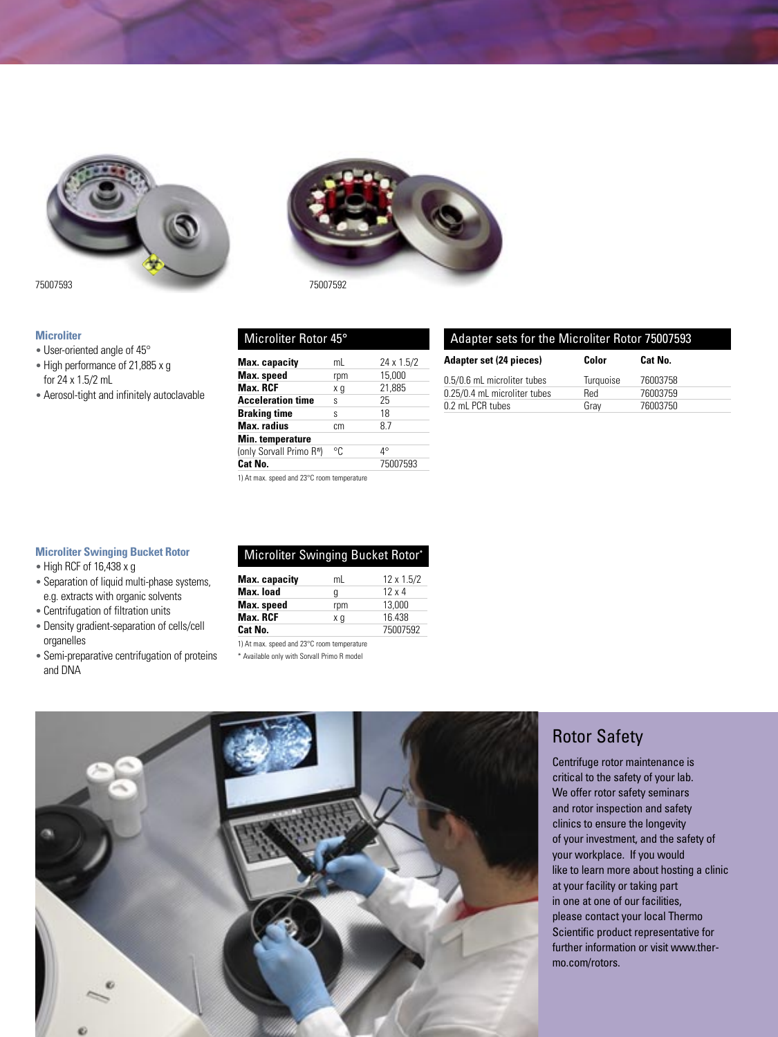75007593

75007592

### Microliter

- User-oriented angle of 45°
- High performance of 21,885 x g for 24 x 1.5/2 mL
- Aerosol-tight and infinitely autoclavable

| Microliter Rotor 45° | | |
|---|---|---|
| **Max. capacity** | mL | 24 x 1.5/2 |
| **Max. speed** | rpm | 15,000 |
| **Max. RCF** | x g | 21,885 |
| **Acceleration time** | s | 25 |
| **Braking time** | s | 18 |
| **Max. radius** | cm | 8.7 |
| **Min. temperature** | | |
| (only Sorvall Primo R[1]) | °C | 4° |
| **Cat No.** | | 75007593 |

1) At max. speed and 23°C room temperature

| Adapter sets for the Microliter Rotor 75007593 | | |
|---|---|---|
| **Adapter set (24 pieces)** | **Color** | **Cat No.** |
| 0.5/0.6 mL microliter tubes | Turquoise | 76003758 |
| 0.25/0.4 mL microliter tubes | Red | 76003759 |
| 0.2 mL PCR tubes | Gray | 76003750 |

### Microliter Swinging Bucket Rotor

- High RCF of 16,438 x g
- Separation of liquid multi-phase systems, e.g. extracts with organic solvents
- Centrifugation of filtration units
- Density gradient-separation of cells/cell organelles
- Semi-preparative centrifugation of proteins and DNA

| Microliter Swinging Bucket Rotor* | | |
|---|---|---|
| **Max. capacity** | mL | 12 x 1.5/2 |
| **Max. load** | g | 12 x 4 |
| **Max. speed** | rpm | 13,000 |
| **Max. RCF** | x g | 16.438 |
| **Cat No.** | | 75007592 |

1) At max. speed and 23°C room temperature

* Available only with Sorvall Primo R model

## Rotor Safety

Centrifuge rotor maintenance is critical to the safety of your lab. We offer rotor safety seminars and rotor inspection and safety clinics to ensure the longevity of your investment, and the safety of your workplace. If you would like to learn more about hosting a clinic at your facility or taking part in one at one of our facilities, please contact your local Thermo Scientific product representative for further information or visit www.thermo.com/rotors.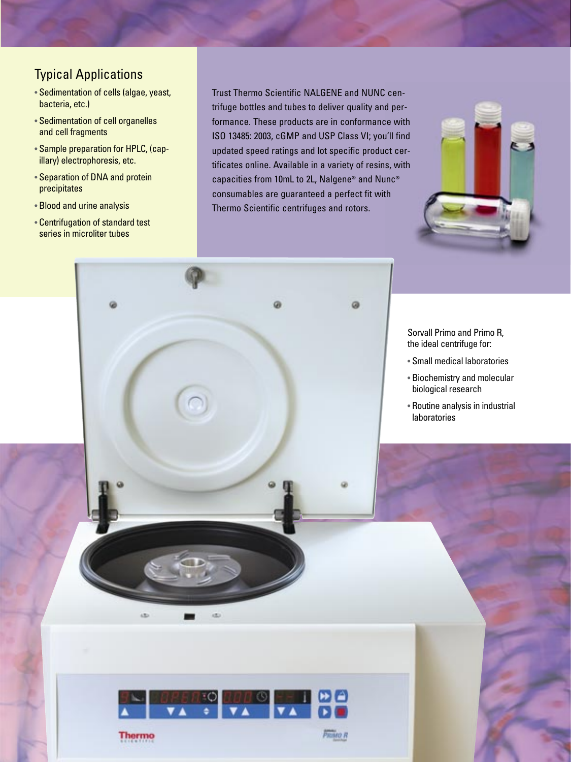## Typical Applications

- Sedimentation of cells (algae, yeast, bacteria, etc.)
- Sedimentation of cell organelles and cell fragments
- Sample preparation for HPLC, (capillary) electrophoresis, etc.
- Separation of DNA and protein precipitates
- Blood and urine analysis
- Centrifugation of standard test series in microliter tubes

Trust Thermo Scientific NALGENE and NUNC centrifuge bottles and tubes to deliver quality and performance. These products are in conformance with ISO 13485: 2003, cGMP and USP Class VI; you'll find updated speed ratings and lot specific product certificates online. Available in a variety of resins, with capacities from 10mL to 2L, Nalgene® and Nunc® consumables are guaranteed a perfect fit with Thermo Scientific centrifuges and rotors.

Sorvall Primo and Primo R, the ideal centrifuge for:

- Small medical laboratories
- Biochemistry and molecular biological research
- Routine analysis in industrial laboratories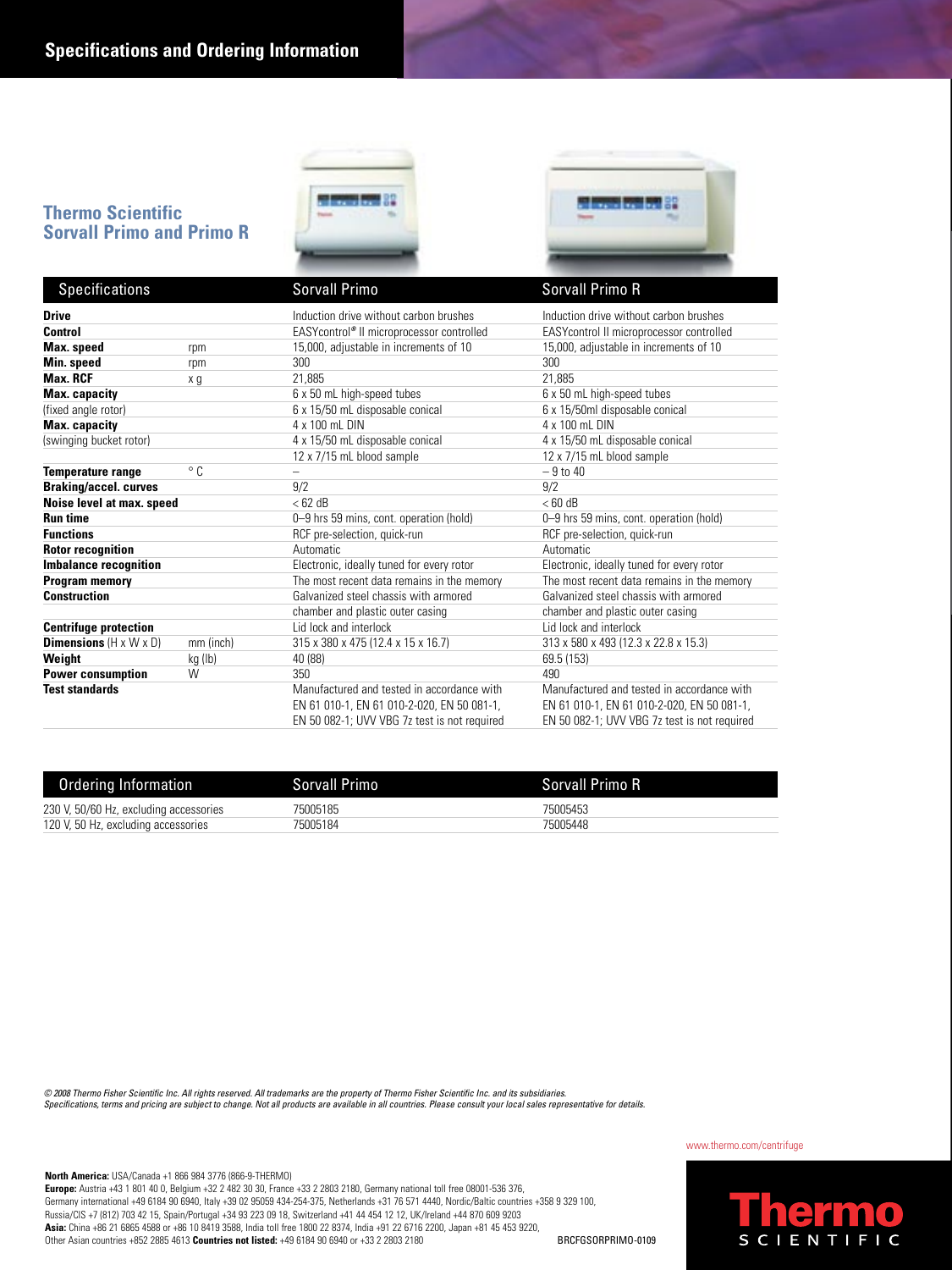## Specifications and Ordering Information

### Thermo Scientific Sorvall Primo and Primo R

| Specifications | | Sorvall Primo | Sorvall Primo R |
|---|---|---|---|
| **Drive** | | Induction drive without carbon brushes | Induction drive without carbon brushes |
| **Control** | | EASYcontrol® II microprocessor controlled | EASYcontrol II microprocessor controlled |
| **Max. speed** | rpm | 15,000, adjustable in increments of 10 | 15,000, adjustable in increments of 10 |
| **Min. speed** | rpm | 300 | 300 |
| **Max. RCF** | x g | 21,885 | 21,885 |
| **Max. capacity** (fixed angle rotor) | | 6 x 50 mL high-speed tubes<br>6 x 15/50 mL disposable conical | 6 x 50 mL high-speed tubes<br>6 x 15/50ml disposable conical |
| **Max. capacity** (swinging bucket rotor) | | 4 x 100 mL DIN<br>4 x 15/50 mL disposable conical<br>12 x 7/15 mL blood sample | 4 x 100 mL DIN<br>4 x 15/50 mL disposable conical<br>12 x 7/15 mL blood sample |
| **Temperature range** | °C | – | – 9 to 40 |
| **Braking/accel. curves** | | 9/2 | 9/2 |
| **Noise level at max. speed** | | < 62 dB | < 60 dB |
| **Run time** | | 0–9 hrs 59 mins, cont. operation (hold) | 0–9 hrs 59 mins, cont. operation (hold) |
| **Functions** | | RCF pre-selection, quick-run | RCF pre-selection, quick-run |
| **Rotor recognition** | | Automatic | Automatic |
| **Imbalance recognition** | | Electronic, ideally tuned for every rotor | Electronic, ideally tuned for every rotor |
| **Program memory** | | The most recent data remains in the memory | The most recent data remains in the memory |
| **Construction** | | Galvanized steel chassis with armored chamber and plastic outer casing | Galvanized steel chassis with armored chamber and plastic outer casing |
| **Centrifuge protection** | | Lid lock and interlock | Lid lock and interlock |
| **Dimensions** (H x W x D) | mm (inch) | 315 x 380 x 475 (12.4 x 15 x 16.7) | 313 x 580 x 493 (12.3 x 22.8 x 15.3) |
| **Weight** | kg (lb) | 40 (88) | 69.5 (153) |
| **Power consumption** | W | 350 | 490 |
| **Test standards** | | Manufactured and tested in accordance with EN 61 010-1, EN 61 010-2-020, EN 50 081-1, EN 50 082-1; UVV VBG 7z test is not required | Manufactured and tested in accordance with EN 61 010-1, EN 61 010-2-020, EN 50 081-1, EN 50 082-1; UVV VBG 7z test is not required |

| Ordering Information | Sorvall Primo | Sorvall Primo R |
|---|---|---|
| 230 V, 50/60 Hz, excluding accessories | 75005185 | 75005453 |
| 120 V, 50 Hz, excluding accessories | 75005184 | 75005448 |

*© 2008 Thermo Fisher Scientific Inc. All rights reserved. All trademarks are the property of Thermo Fisher Scientific Inc. and its subsidiaries.*
*Specifications, terms and pricing are subject to change. Not all products are available in all countries. Please consult your local sales representative for details.*

www.thermo.com/centrifuge

**North America:** USA/Canada +1 866 984 3776 (866-9-THERMO)
**Europe:** Austria +43 1 801 40 0, Belgium +32 2 482 30 30, France +33 2 2803 2180, Germany national toll free 08001-536 376, Germany international +49 6184 90 6940, Italy +39 02 95059 434-254-375, Netherlands +31 76 571 4440, Nordic/Baltic countries +358 9 329 100, Russia/CIS +7 (812) 703 42 15, Spain/Portugal +34 93 223 09 18, Switzerland +41 44 454 12 12, UK/Ireland +44 870 609 9203
**Asia:** China +86 21 6865 4588 or +86 10 8419 3588, India toll free 1800 22 8374, India +91 22 6716 2200, Japan +81 45 453 9220, Other Asian countries +852 2885 4613 **Countries not listed:** +49 6184 90 6940 or +33 2 2803 2180

BRCFGSORPRIMO-0109

Thermo SCIENTIFIC